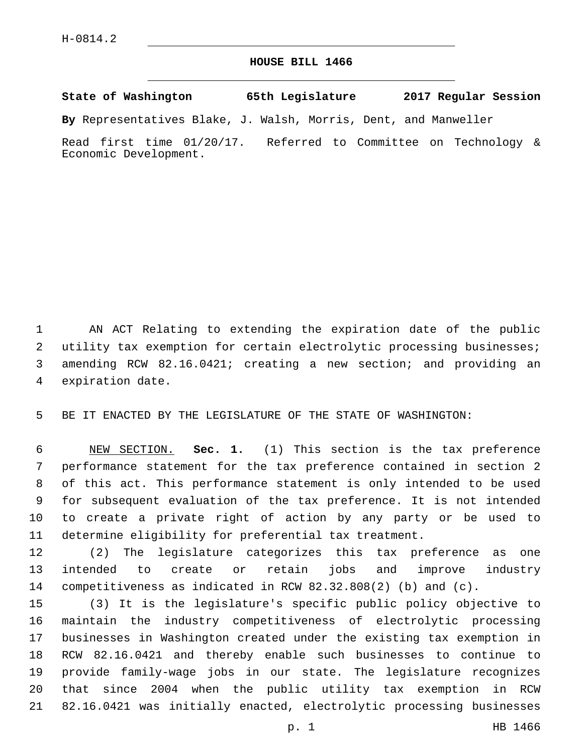H-0814.2

# HOUSE BILL 1466

**State of Washington 65th Legislature 2017 Regular Session**

**By** Representatives Blake, J. Walsh, Morris, Dent, and Manweller

Read first time 01/20/17. Referred to Committee on Technology & Economic Development.

AN ACT Relating to extending the expiration date of the public utility tax exemption for certain electrolytic processing businesses; amending RCW 82.16.0421; creating a new section; and providing an expiration date.

BE IT ENACTED BY THE LEGISLATURE OF THE STATE OF WASHINGTON:

NEW SECTION. **Sec. 1.** (1) This section is the tax preference performance statement for the tax preference contained in section 2 of this act. This performance statement is only intended to be used for subsequent evaluation of the tax preference. It is not intended to create a private right of action by any party or be used to determine eligibility for preferential tax treatment.

(2) The legislature categorizes this tax preference as one intended to create or retain jobs and improve industry competitiveness as indicated in RCW 82.32.808(2) (b) and (c).

(3) It is the legislature's specific public policy objective to maintain the industry competitiveness of electrolytic processing businesses in Washington created under the existing tax exemption in RCW 82.16.0421 and thereby enable such businesses to continue to provide family-wage jobs in our state. The legislature recognizes that since 2004 when the public utility tax exemption in RCW 82.16.0421 was initially enacted, electrolytic processing businesses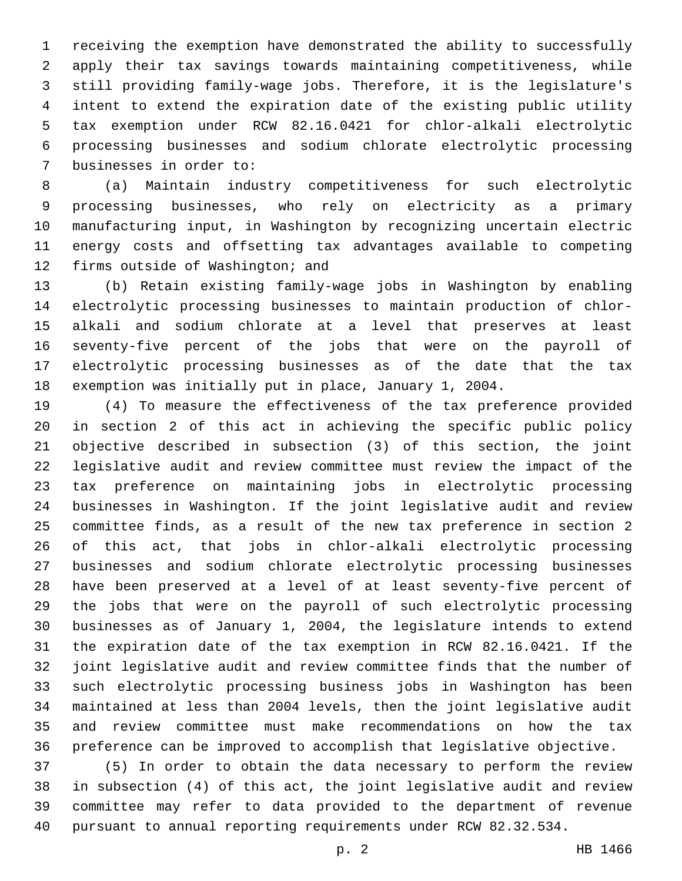receiving the exemption have demonstrated the ability to successfully apply their tax savings towards maintaining competitiveness, while still providing family-wage jobs. Therefore, it is the legislature's intent to extend the expiration date of the existing public utility tax exemption under RCW 82.16.0421 for chlor-alkali electrolytic processing businesses and sodium chlorate electrolytic processing businesses in order to:

(a) Maintain industry competitiveness for such electrolytic processing businesses, who rely on electricity as a primary manufacturing input, in Washington by recognizing uncertain electric energy costs and offsetting tax advantages available to competing firms outside of Washington; and

(b) Retain existing family-wage jobs in Washington by enabling electrolytic processing businesses to maintain production of chlor-alkali and sodium chlorate at a level that preserves at least seventy-five percent of the jobs that were on the payroll of electrolytic processing businesses as of the date that the tax exemption was initially put in place, January 1, 2004.

(4) To measure the effectiveness of the tax preference provided in section 2 of this act in achieving the specific public policy objective described in subsection (3) of this section, the joint legislative audit and review committee must review the impact of the tax preference on maintaining jobs in electrolytic processing businesses in Washington. If the joint legislative audit and review committee finds, as a result of the new tax preference in section 2 of this act, that jobs in chlor-alkali electrolytic processing businesses and sodium chlorate electrolytic processing businesses have been preserved at a level of at least seventy-five percent of the jobs that were on the payroll of such electrolytic processing businesses as of January 1, 2004, the legislature intends to extend the expiration date of the tax exemption in RCW 82.16.0421. If the joint legislative audit and review committee finds that the number of such electrolytic processing business jobs in Washington has been maintained at less than 2004 levels, then the joint legislative audit and review committee must make recommendations on how the tax preference can be improved to accomplish that legislative objective.

(5) In order to obtain the data necessary to perform the review in subsection (4) of this act, the joint legislative audit and review committee may refer to data provided to the department of revenue pursuant to annual reporting requirements under RCW 82.32.534.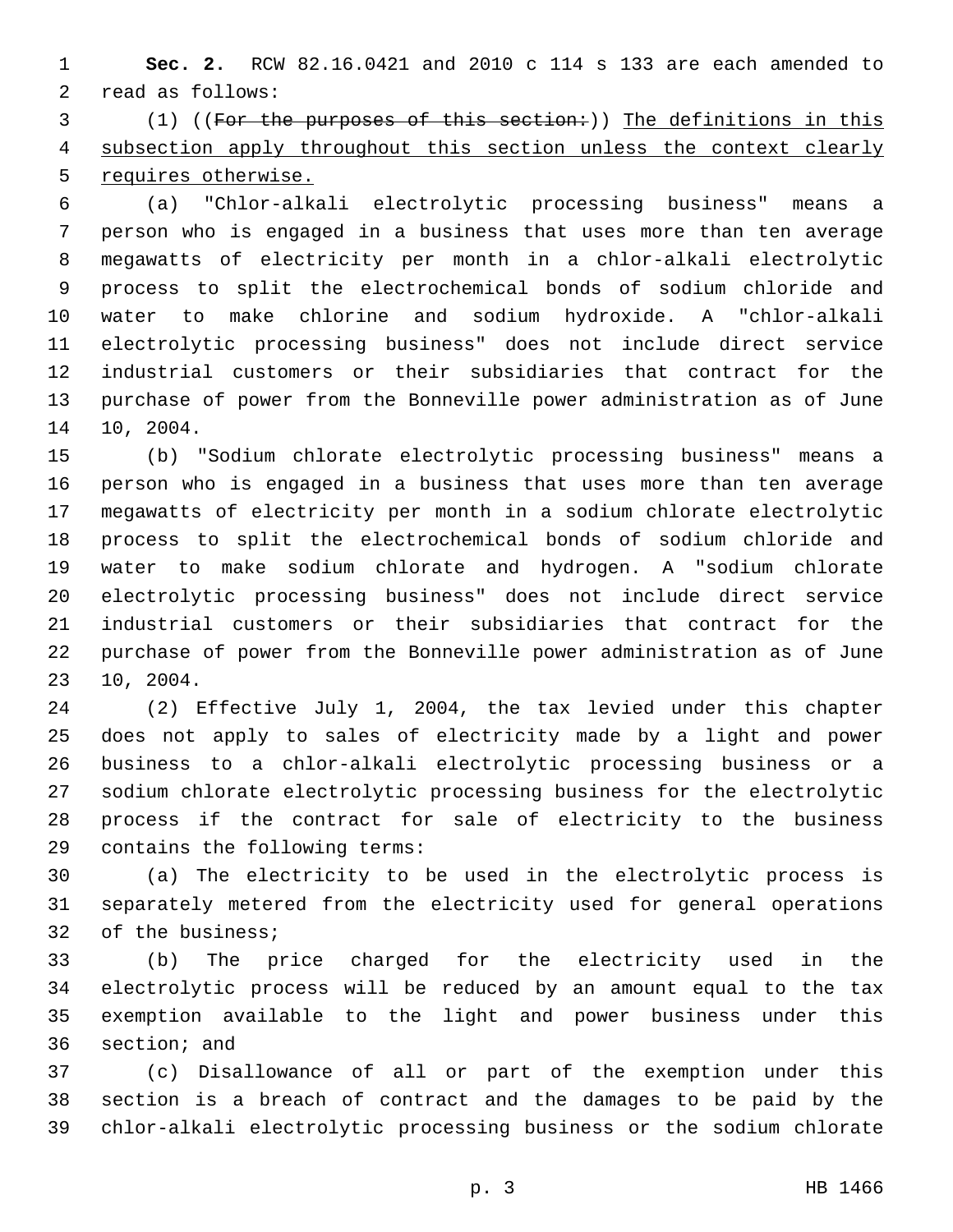**Sec. 2.** RCW 82.16.0421 and 2010 c 114 s 133 are each amended to read as follows:

(1) ((~~For the purposes of this section:~~)) <u>The definitions in this subsection apply throughout this section unless the context clearly requires otherwise.</u>

(a) "Chlor-alkali electrolytic processing business" means a person who is engaged in a business that uses more than ten average megawatts of electricity per month in a chlor-alkali electrolytic process to split the electrochemical bonds of sodium chloride and water to make chlorine and sodium hydroxide. A "chlor-alkali electrolytic processing business" does not include direct service industrial customers or their subsidiaries that contract for the purchase of power from the Bonneville power administration as of June 10, 2004.

(b) "Sodium chlorate electrolytic processing business" means a person who is engaged in a business that uses more than ten average megawatts of electricity per month in a sodium chlorate electrolytic process to split the electrochemical bonds of sodium chloride and water to make sodium chlorate and hydrogen. A "sodium chlorate electrolytic processing business" does not include direct service industrial customers or their subsidiaries that contract for the purchase of power from the Bonneville power administration as of June 10, 2004.

(2) Effective July 1, 2004, the tax levied under this chapter does not apply to sales of electricity made by a light and power business to a chlor-alkali electrolytic processing business or a sodium chlorate electrolytic processing business for the electrolytic process if the contract for sale of electricity to the business contains the following terms:

(a) The electricity to be used in the electrolytic process is separately metered from the electricity used for general operations of the business;

(b) The price charged for the electricity used in the electrolytic process will be reduced by an amount equal to the tax exemption available to the light and power business under this section; and

(c) Disallowance of all or part of the exemption under this section is a breach of contract and the damages to be paid by the chlor-alkali electrolytic processing business or the sodium chlorate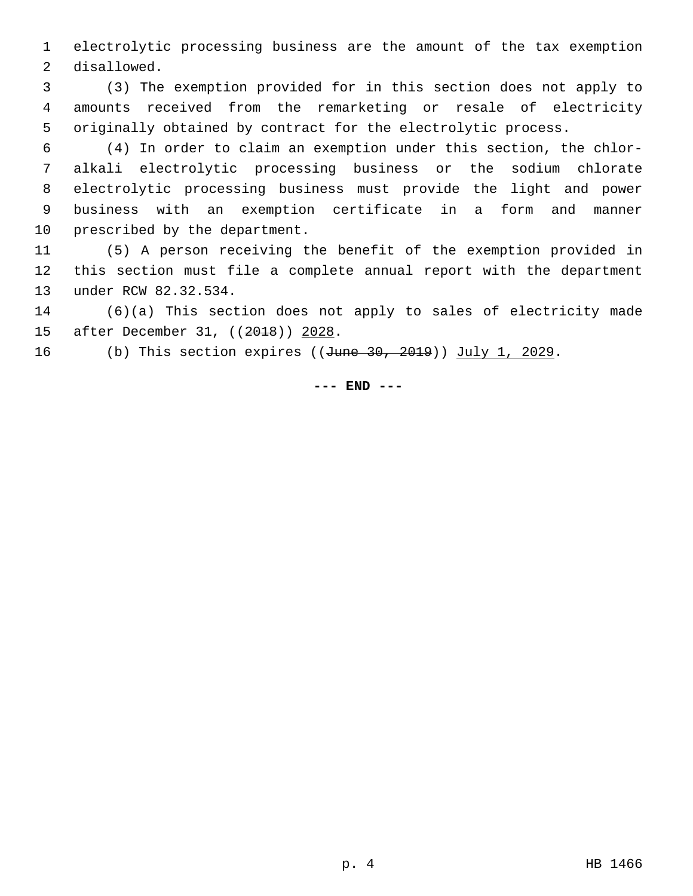electrolytic processing business are the amount of the tax exemption disallowed.

(3) The exemption provided for in this section does not apply to amounts received from the remarketing or resale of electricity originally obtained by contract for the electrolytic process.

(4) In order to claim an exemption under this section, the chlor-alkali electrolytic processing business or the sodium chlorate electrolytic processing business must provide the light and power business with an exemption certificate in a form and manner prescribed by the department.

(5) A person receiving the benefit of the exemption provided in this section must file a complete annual report with the department under RCW 82.32.534.

(6)(a) This section does not apply to sales of electricity made after December 31, ((~~2018~~)) <u>2028</u>.

(b) This section expires ((~~June 30, 2019~~)) <u>July 1, 2029</u>.

**--- END ---**